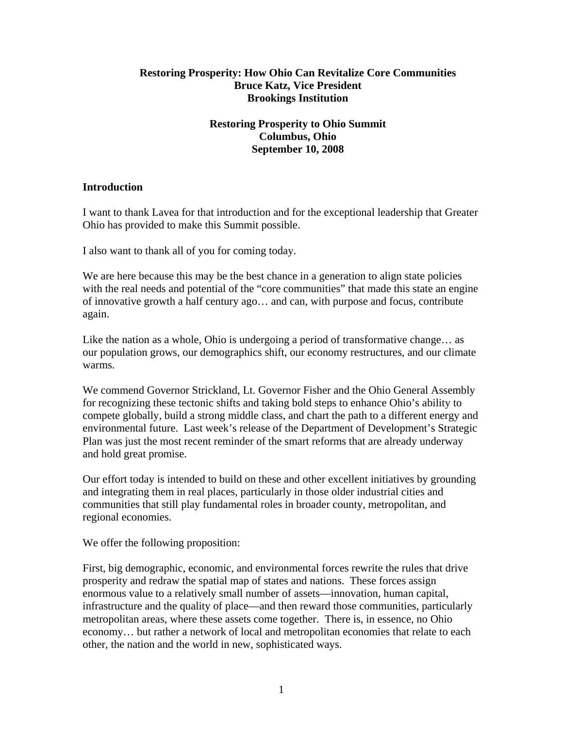**Restoring Prosperity: How Ohio Can Revitalize Core Communities**
**Bruce Katz, Vice President**
**Brookings Institution**

**Restoring Prosperity to Ohio Summit**
**Columbus, Ohio**
**September 10, 2008**

## Introduction

I want to thank Lavea for that introduction and for the exceptional leadership that Greater Ohio has provided to make this Summit possible.

I also want to thank all of you for coming today.

We are here because this may be the best chance in a generation to align state policies with the real needs and potential of the "core communities" that made this state an engine of innovative growth a half century ago… and can, with purpose and focus, contribute again.

Like the nation as a whole, Ohio is undergoing a period of transformative change… as our population grows, our demographics shift, our economy restructures, and our climate warms.

We commend Governor Strickland, Lt. Governor Fisher and the Ohio General Assembly for recognizing these tectonic shifts and taking bold steps to enhance Ohio's ability to compete globally, build a strong middle class, and chart the path to a different energy and environmental future. Last week's release of the Department of Development's Strategic Plan was just the most recent reminder of the smart reforms that are already underway and hold great promise.

Our effort today is intended to build on these and other excellent initiatives by grounding and integrating them in real places, particularly in those older industrial cities and communities that still play fundamental roles in broader county, metropolitan, and regional economies.

We offer the following proposition:

First, big demographic, economic, and environmental forces rewrite the rules that drive prosperity and redraw the spatial map of states and nations. These forces assign enormous value to a relatively small number of assets—innovation, human capital, infrastructure and the quality of place—and then reward those communities, particularly metropolitan areas, where these assets come together. There is, in essence, no Ohio economy… but rather a network of local and metropolitan economies that relate to each other, the nation and the world in new, sophisticated ways.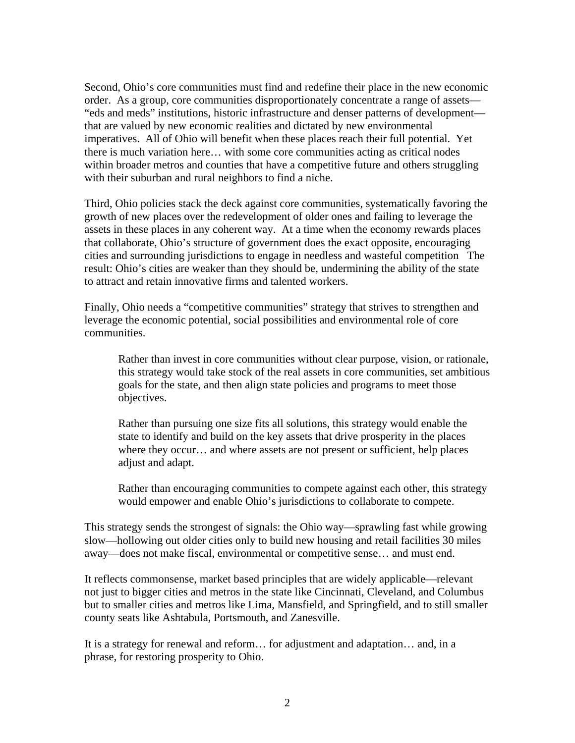Second, Ohio's core communities must find and redefine their place in the new economic order. As a group, core communities disproportionately concentrate a range of assets—"eds and meds" institutions, historic infrastructure and denser patterns of development—that are valued by new economic realities and dictated by new environmental imperatives. All of Ohio will benefit when these places reach their full potential. Yet there is much variation here… with some core communities acting as critical nodes within broader metros and counties that have a competitive future and others struggling with their suburban and rural neighbors to find a niche.

Third, Ohio policies stack the deck against core communities, systematically favoring the growth of new places over the redevelopment of older ones and failing to leverage the assets in these places in any coherent way. At a time when the economy rewards places that collaborate, Ohio's structure of government does the exact opposite, encouraging cities and surrounding jurisdictions to engage in needless and wasteful competition The result: Ohio's cities are weaker than they should be, undermining the ability of the state to attract and retain innovative firms and talented workers.

Finally, Ohio needs a "competitive communities" strategy that strives to strengthen and leverage the economic potential, social possibilities and environmental role of core communities.

> Rather than invest in core communities without clear purpose, vision, or rationale, this strategy would take stock of the real assets in core communities, set ambitious goals for the state, and then align state policies and programs to meet those objectives.
>
> Rather than pursuing one size fits all solutions, this strategy would enable the state to identify and build on the key assets that drive prosperity in the places where they occur… and where assets are not present or sufficient, help places adjust and adapt.
>
> Rather than encouraging communities to compete against each other, this strategy would empower and enable Ohio's jurisdictions to collaborate to compete.

This strategy sends the strongest of signals: the Ohio way—sprawling fast while growing slow—hollowing out older cities only to build new housing and retail facilities 30 miles away—does not make fiscal, environmental or competitive sense… and must end.

It reflects commonsense, market based principles that are widely applicable—relevant not just to bigger cities and metros in the state like Cincinnati, Cleveland, and Columbus but to smaller cities and metros like Lima, Mansfield, and Springfield, and to still smaller county seats like Ashtabula, Portsmouth, and Zanesville.

It is a strategy for renewal and reform… for adjustment and adaptation… and, in a phrase, for restoring prosperity to Ohio.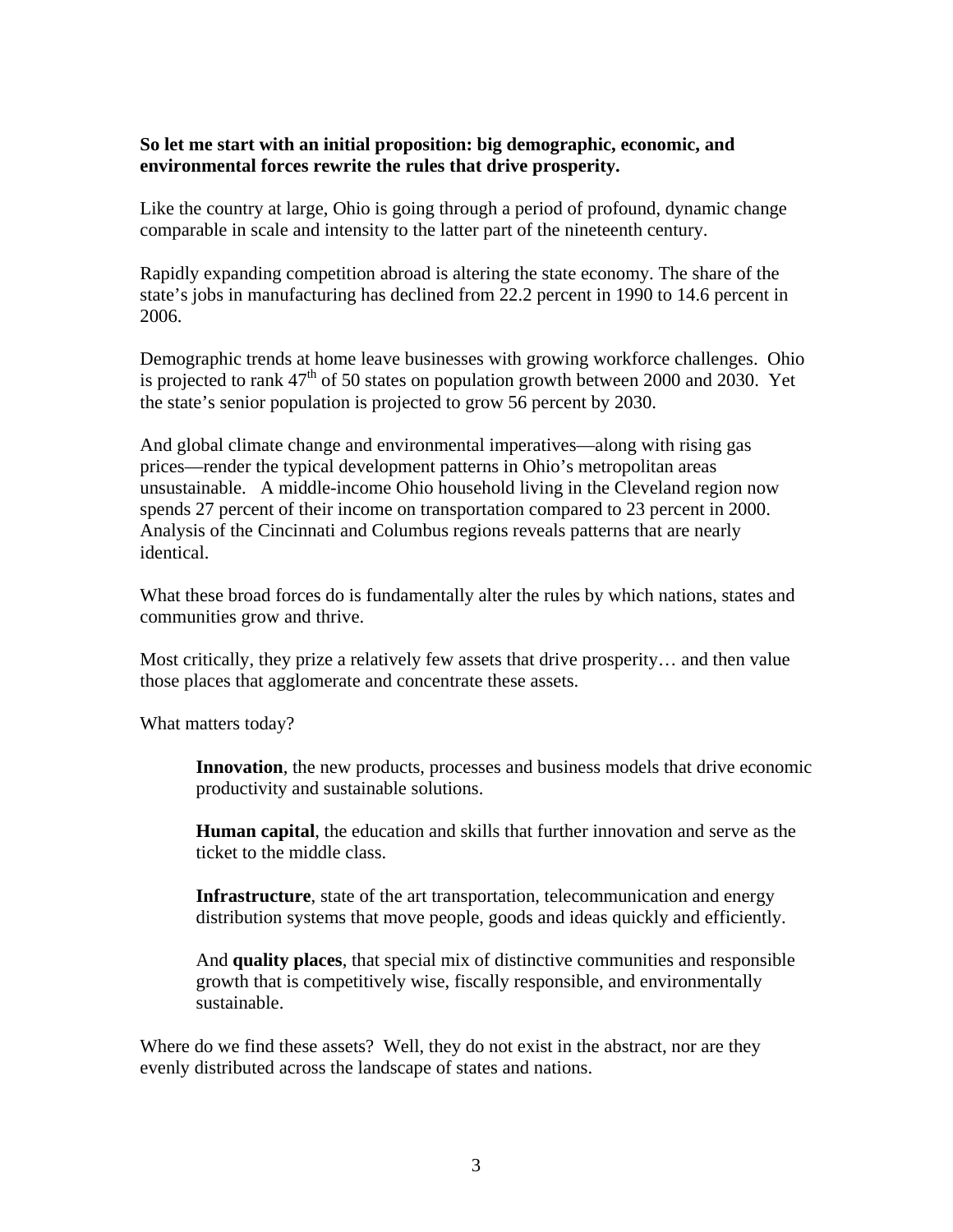**So let me start with an initial proposition: big demographic, economic, and environmental forces rewrite the rules that drive prosperity.**

Like the country at large, Ohio is going through a period of profound, dynamic change comparable in scale and intensity to the latter part of the nineteenth century.

Rapidly expanding competition abroad is altering the state economy. The share of the state's jobs in manufacturing has declined from 22.2 percent in 1990 to 14.6 percent in 2006.

Demographic trends at home leave businesses with growing workforce challenges. Ohio is projected to rank 47th of 50 states on population growth between 2000 and 2030. Yet the state's senior population is projected to grow 56 percent by 2030.

And global climate change and environmental imperatives—along with rising gas prices—render the typical development patterns in Ohio's metropolitan areas unsustainable. A middle-income Ohio household living in the Cleveland region now spends 27 percent of their income on transportation compared to 23 percent in 2000. Analysis of the Cincinnati and Columbus regions reveals patterns that are nearly identical.

What these broad forces do is fundamentally alter the rules by which nations, states and communities grow and thrive.

Most critically, they prize a relatively few assets that drive prosperity… and then value those places that agglomerate and concentrate these assets.

What matters today?

> **Innovation**, the new products, processes and business models that drive economic productivity and sustainable solutions.
>
> **Human capital**, the education and skills that further innovation and serve as the ticket to the middle class.
>
> **Infrastructure**, state of the art transportation, telecommunication and energy distribution systems that move people, goods and ideas quickly and efficiently.
>
> And **quality places**, that special mix of distinctive communities and responsible growth that is competitively wise, fiscally responsible, and environmentally sustainable.

Where do we find these assets? Well, they do not exist in the abstract, nor are they evenly distributed across the landscape of states and nations.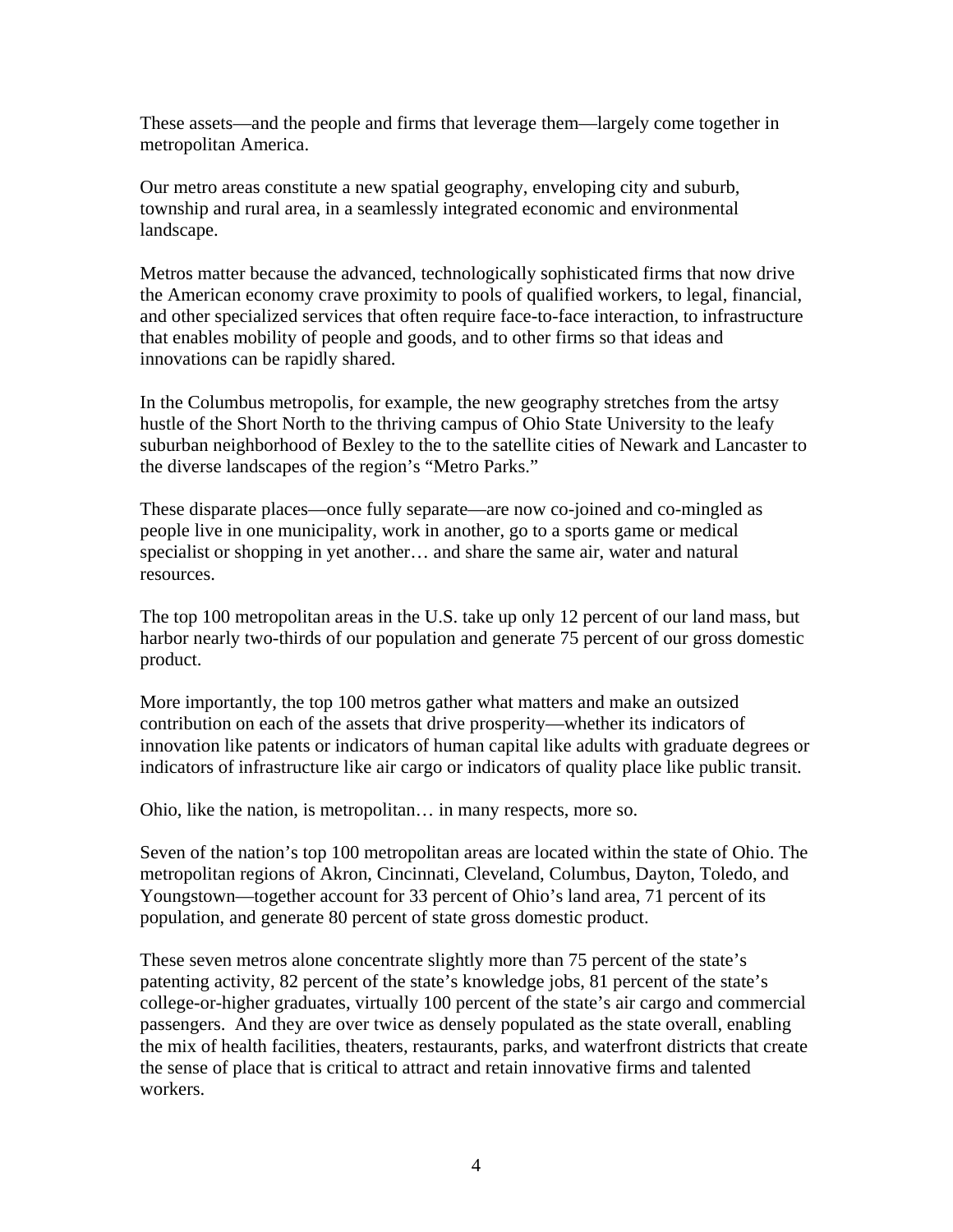These assets—and the people and firms that leverage them—largely come together in metropolitan America.

Our metro areas constitute a new spatial geography, enveloping city and suburb, township and rural area, in a seamlessly integrated economic and environmental landscape.

Metros matter because the advanced, technologically sophisticated firms that now drive the American economy crave proximity to pools of qualified workers, to legal, financial, and other specialized services that often require face-to-face interaction, to infrastructure that enables mobility of people and goods, and to other firms so that ideas and innovations can be rapidly shared.

In the Columbus metropolis, for example, the new geography stretches from the artsy hustle of the Short North to the thriving campus of Ohio State University to the leafy suburban neighborhood of Bexley to the to the satellite cities of Newark and Lancaster to the diverse landscapes of the region's "Metro Parks."

These disparate places—once fully separate—are now co-joined and co-mingled as people live in one municipality, work in another, go to a sports game or medical specialist or shopping in yet another… and share the same air, water and natural resources.

The top 100 metropolitan areas in the U.S. take up only 12 percent of our land mass, but harbor nearly two-thirds of our population and generate 75 percent of our gross domestic product.

More importantly, the top 100 metros gather what matters and make an outsized contribution on each of the assets that drive prosperity—whether its indicators of innovation like patents or indicators of human capital like adults with graduate degrees or indicators of infrastructure like air cargo or indicators of quality place like public transit.

Ohio, like the nation, is metropolitan… in many respects, more so.

Seven of the nation's top 100 metropolitan areas are located within the state of Ohio. The metropolitan regions of Akron, Cincinnati, Cleveland, Columbus, Dayton, Toledo, and Youngstown—together account for 33 percent of Ohio's land area, 71 percent of its population, and generate 80 percent of state gross domestic product.

These seven metros alone concentrate slightly more than 75 percent of the state's patenting activity, 82 percent of the state's knowledge jobs, 81 percent of the state's college-or-higher graduates, virtually 100 percent of the state's air cargo and commercial passengers. And they are over twice as densely populated as the state overall, enabling the mix of health facilities, theaters, restaurants, parks, and waterfront districts that create the sense of place that is critical to attract and retain innovative firms and talented workers.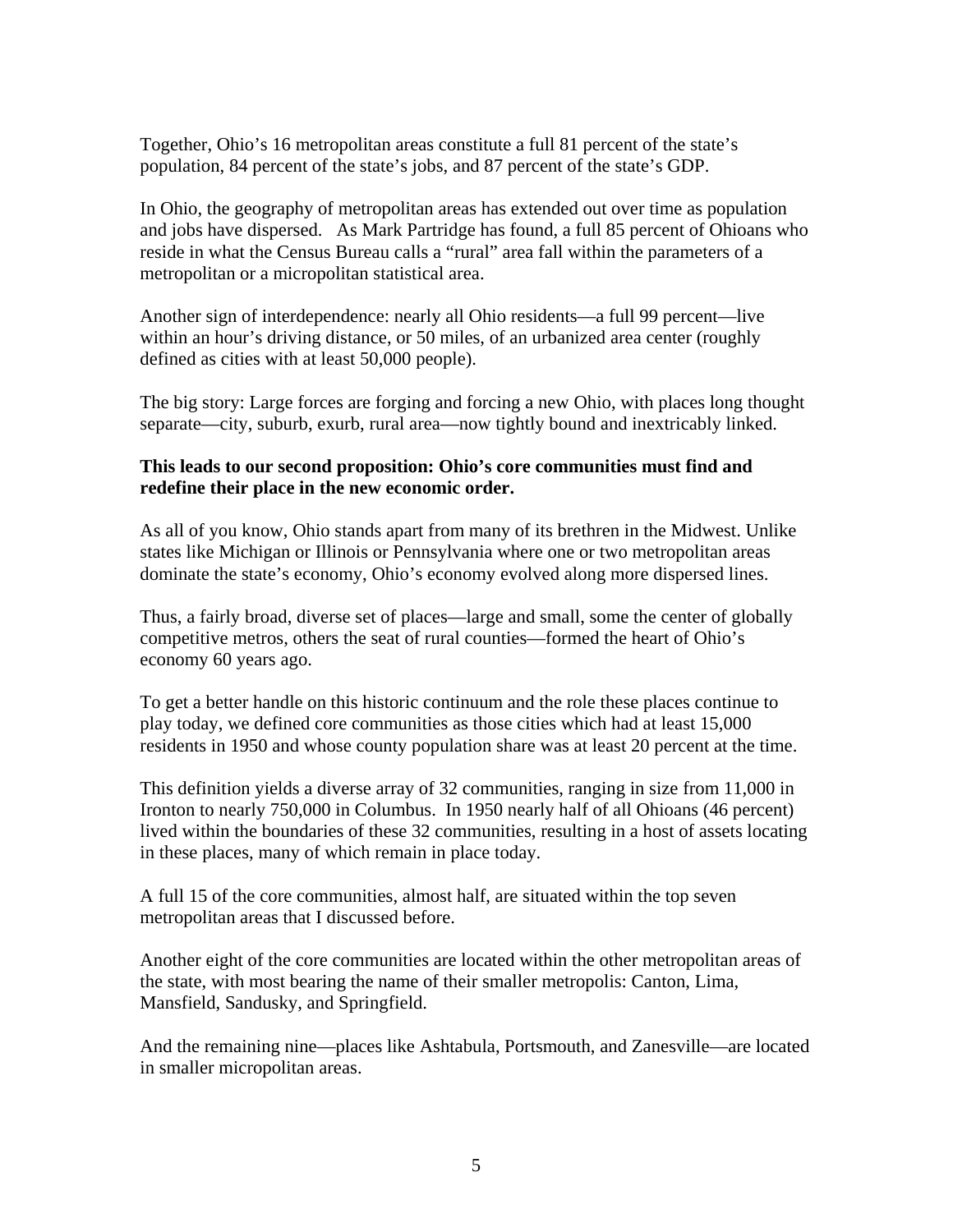Together, Ohio's 16 metropolitan areas constitute a full 81 percent of the state's population, 84 percent of the state's jobs, and 87 percent of the state's GDP.

In Ohio, the geography of metropolitan areas has extended out over time as population and jobs have dispersed. As Mark Partridge has found, a full 85 percent of Ohioans who reside in what the Census Bureau calls a "rural" area fall within the parameters of a metropolitan or a micropolitan statistical area.

Another sign of interdependence: nearly all Ohio residents—a full 99 percent—live within an hour's driving distance, or 50 miles, of an urbanized area center (roughly defined as cities with at least 50,000 people).

The big story: Large forces are forging and forcing a new Ohio, with places long thought separate—city, suburb, exurb, rural area—now tightly bound and inextricably linked.

**This leads to our second proposition: Ohio's core communities must find and redefine their place in the new economic order.**

As all of you know, Ohio stands apart from many of its brethren in the Midwest. Unlike states like Michigan or Illinois or Pennsylvania where one or two metropolitan areas dominate the state's economy, Ohio's economy evolved along more dispersed lines.

Thus, a fairly broad, diverse set of places—large and small, some the center of globally competitive metros, others the seat of rural counties—formed the heart of Ohio's economy 60 years ago.

To get a better handle on this historic continuum and the role these places continue to play today, we defined core communities as those cities which had at least 15,000 residents in 1950 and whose county population share was at least 20 percent at the time.

This definition yields a diverse array of 32 communities, ranging in size from 11,000 in Ironton to nearly 750,000 in Columbus. In 1950 nearly half of all Ohioans (46 percent) lived within the boundaries of these 32 communities, resulting in a host of assets locating in these places, many of which remain in place today.

A full 15 of the core communities, almost half, are situated within the top seven metropolitan areas that I discussed before.

Another eight of the core communities are located within the other metropolitan areas of the state, with most bearing the name of their smaller metropolis: Canton, Lima, Mansfield, Sandusky, and Springfield.

And the remaining nine—places like Ashtabula, Portsmouth, and Zanesville—are located in smaller micropolitan areas.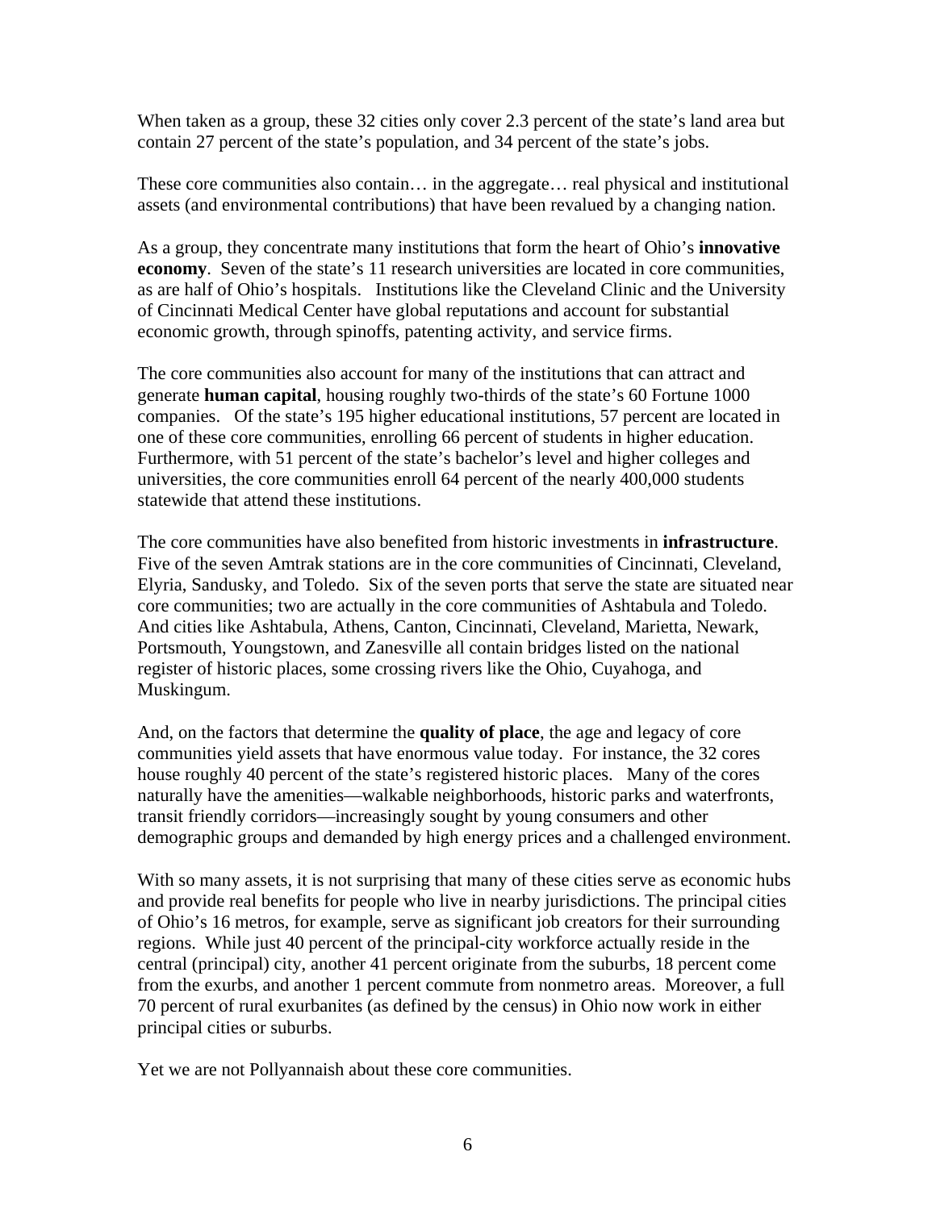When taken as a group, these 32 cities only cover 2.3 percent of the state's land area but contain 27 percent of the state's population, and 34 percent of the state's jobs.

These core communities also contain… in the aggregate… real physical and institutional assets (and environmental contributions) that have been revalued by a changing nation.

As a group, they concentrate many institutions that form the heart of Ohio's **innovative economy**. Seven of the state's 11 research universities are located in core communities, as are half of Ohio's hospitals. Institutions like the Cleveland Clinic and the University of Cincinnati Medical Center have global reputations and account for substantial economic growth, through spinoffs, patenting activity, and service firms.

The core communities also account for many of the institutions that can attract and generate **human capital**, housing roughly two-thirds of the state's 60 Fortune 1000 companies. Of the state's 195 higher educational institutions, 57 percent are located in one of these core communities, enrolling 66 percent of students in higher education. Furthermore, with 51 percent of the state's bachelor's level and higher colleges and universities, the core communities enroll 64 percent of the nearly 400,000 students statewide that attend these institutions.

The core communities have also benefited from historic investments in **infrastructure**. Five of the seven Amtrak stations are in the core communities of Cincinnati, Cleveland, Elyria, Sandusky, and Toledo. Six of the seven ports that serve the state are situated near core communities; two are actually in the core communities of Ashtabula and Toledo. And cities like Ashtabula, Athens, Canton, Cincinnati, Cleveland, Marietta, Newark, Portsmouth, Youngstown, and Zanesville all contain bridges listed on the national register of historic places, some crossing rivers like the Ohio, Cuyahoga, and Muskingum.

And, on the factors that determine the **quality of place**, the age and legacy of core communities yield assets that have enormous value today. For instance, the 32 cores house roughly 40 percent of the state's registered historic places. Many of the cores naturally have the amenities—walkable neighborhoods, historic parks and waterfronts, transit friendly corridors—increasingly sought by young consumers and other demographic groups and demanded by high energy prices and a challenged environment.

With so many assets, it is not surprising that many of these cities serve as economic hubs and provide real benefits for people who live in nearby jurisdictions. The principal cities of Ohio's 16 metros, for example, serve as significant job creators for their surrounding regions. While just 40 percent of the principal-city workforce actually reside in the central (principal) city, another 41 percent originate from the suburbs, 18 percent come from the exurbs, and another 1 percent commute from nonmetro areas. Moreover, a full 70 percent of rural exurbanites (as defined by the census) in Ohio now work in either principal cities or suburbs.

Yet we are not Pollyannaish about these core communities.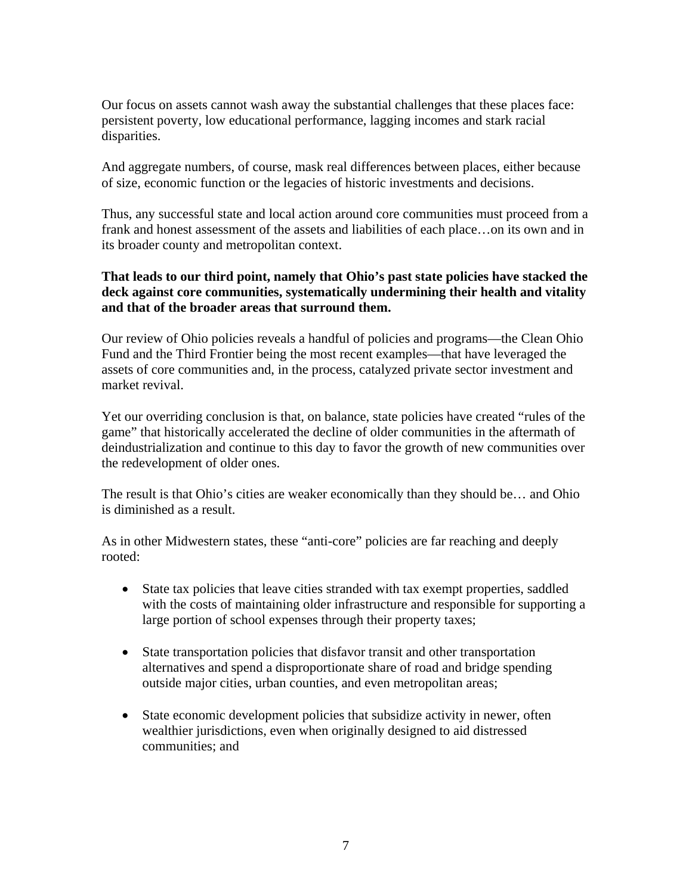Our focus on assets cannot wash away the substantial challenges that these places face: persistent poverty, low educational performance, lagging incomes and stark racial disparities.

And aggregate numbers, of course, mask real differences between places, either because of size, economic function or the legacies of historic investments and decisions.

Thus, any successful state and local action around core communities must proceed from a frank and honest assessment of the assets and liabilities of each place…on its own and in its broader county and metropolitan context.

**That leads to our third point, namely that Ohio's past state policies have stacked the deck against core communities, systematically undermining their health and vitality and that of the broader areas that surround them.**

Our review of Ohio policies reveals a handful of policies and programs—the Clean Ohio Fund and the Third Frontier being the most recent examples—that have leveraged the assets of core communities and, in the process, catalyzed private sector investment and market revival.

Yet our overriding conclusion is that, on balance, state policies have created "rules of the game" that historically accelerated the decline of older communities in the aftermath of deindustrialization and continue to this day to favor the growth of new communities over the redevelopment of older ones.

The result is that Ohio's cities are weaker economically than they should be… and Ohio is diminished as a result.

As in other Midwestern states, these "anti-core" policies are far reaching and deeply rooted:

- State tax policies that leave cities stranded with tax exempt properties, saddled with the costs of maintaining older infrastructure and responsible for supporting a large portion of school expenses through their property taxes;

- State transportation policies that disfavor transit and other transportation alternatives and spend a disproportionate share of road and bridge spending outside major cities, urban counties, and even metropolitan areas;

- State economic development policies that subsidize activity in newer, often wealthier jurisdictions, even when originally designed to aid distressed communities; and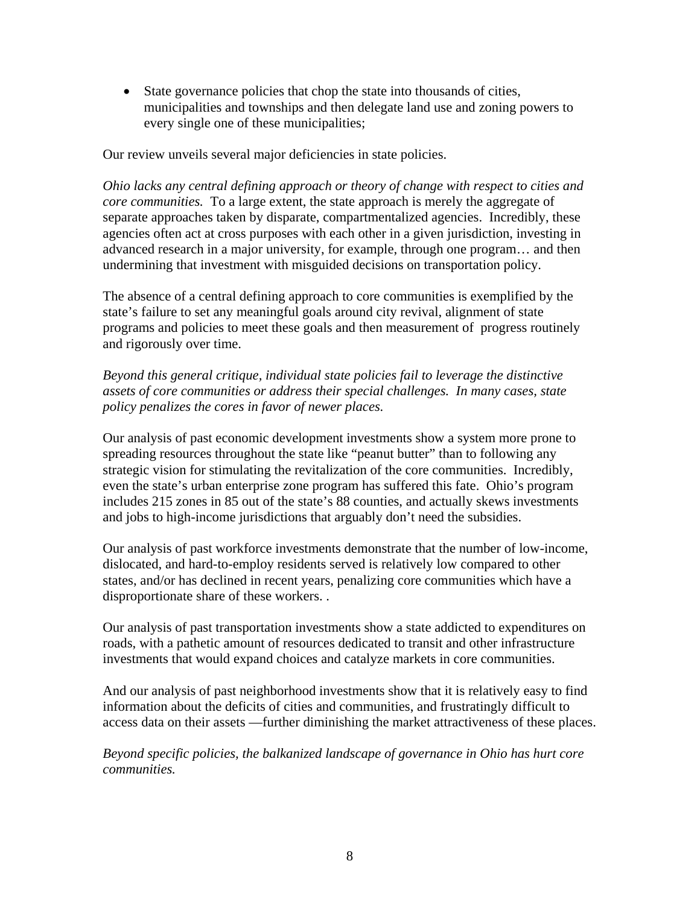- State governance policies that chop the state into thousands of cities, municipalities and townships and then delegate land use and zoning powers to every single one of these municipalities;

Our review unveils several major deficiencies in state policies.

*Ohio lacks any central defining approach or theory of change with respect to cities and core communities.* To a large extent, the state approach is merely the aggregate of separate approaches taken by disparate, compartmentalized agencies. Incredibly, these agencies often act at cross purposes with each other in a given jurisdiction, investing in advanced research in a major university, for example, through one program… and then undermining that investment with misguided decisions on transportation policy.

The absence of a central defining approach to core communities is exemplified by the state's failure to set any meaningful goals around city revival, alignment of state programs and policies to meet these goals and then measurement of progress routinely and rigorously over time.

*Beyond this general critique, individual state policies fail to leverage the distinctive assets of core communities or address their special challenges. In many cases, state policy penalizes the cores in favor of newer places.*

Our analysis of past economic development investments show a system more prone to spreading resources throughout the state like "peanut butter" than to following any strategic vision for stimulating the revitalization of the core communities. Incredibly, even the state's urban enterprise zone program has suffered this fate. Ohio's program includes 215 zones in 85 out of the state's 88 counties, and actually skews investments and jobs to high-income jurisdictions that arguably don't need the subsidies.

Our analysis of past workforce investments demonstrate that the number of low-income, dislocated, and hard-to-employ residents served is relatively low compared to other states, and/or has declined in recent years, penalizing core communities which have a disproportionate share of these workers. .

Our analysis of past transportation investments show a state addicted to expenditures on roads, with a pathetic amount of resources dedicated to transit and other infrastructure investments that would expand choices and catalyze markets in core communities.

And our analysis of past neighborhood investments show that it is relatively easy to find information about the deficits of cities and communities, and frustratingly difficult to access data on their assets —further diminishing the market attractiveness of these places.

*Beyond specific policies, the balkanized landscape of governance in Ohio has hurt core communities.*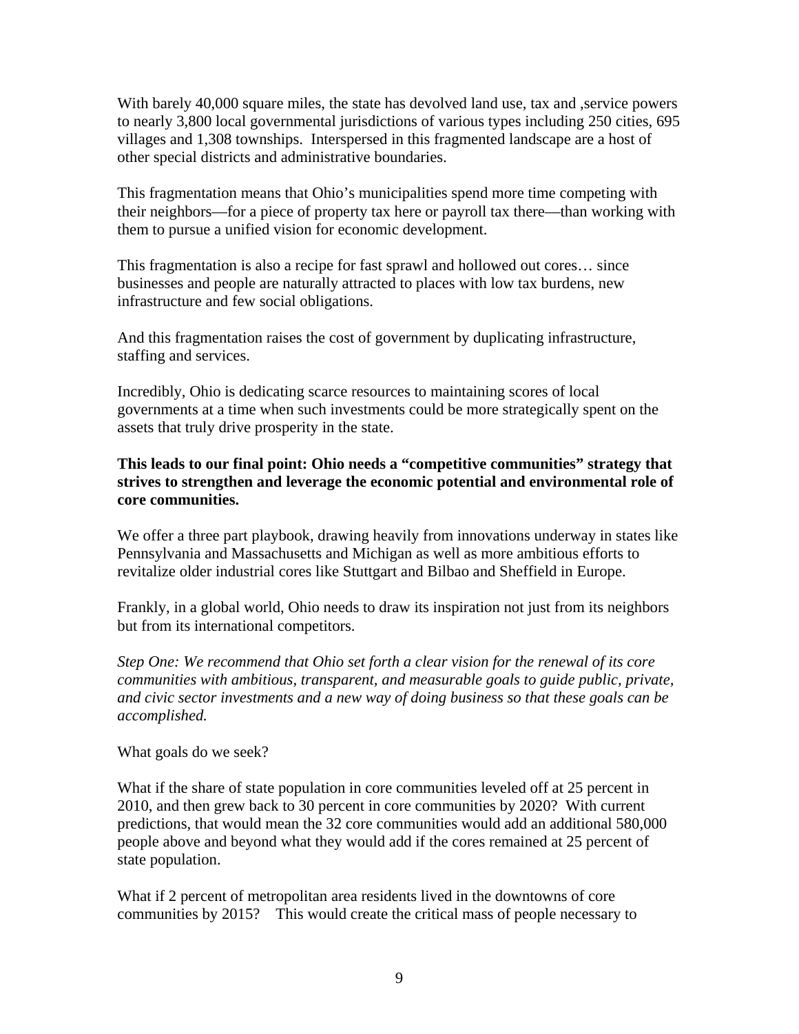With barely 40,000 square miles, the state has devolved land use, tax and ,service powers to nearly 3,800 local governmental jurisdictions of various types including 250 cities, 695 villages and 1,308 townships. Interspersed in this fragmented landscape are a host of other special districts and administrative boundaries.

This fragmentation means that Ohio's municipalities spend more time competing with their neighbors—for a piece of property tax here or payroll tax there—than working with them to pursue a unified vision for economic development.

This fragmentation is also a recipe for fast sprawl and hollowed out cores… since businesses and people are naturally attracted to places with low tax burdens, new infrastructure and few social obligations.

And this fragmentation raises the cost of government by duplicating infrastructure, staffing and services.

Incredibly, Ohio is dedicating scarce resources to maintaining scores of local governments at a time when such investments could be more strategically spent on the assets that truly drive prosperity in the state.

**This leads to our final point: Ohio needs a "competitive communities" strategy that strives to strengthen and leverage the economic potential and environmental role of core communities.**

We offer a three part playbook, drawing heavily from innovations underway in states like Pennsylvania and Massachusetts and Michigan as well as more ambitious efforts to revitalize older industrial cores like Stuttgart and Bilbao and Sheffield in Europe.

Frankly, in a global world, Ohio needs to draw its inspiration not just from its neighbors but from its international competitors.

*Step One: We recommend that Ohio set forth a clear vision for the renewal of its core communities with ambitious, transparent, and measurable goals to guide public, private, and civic sector investments and a new way of doing business so that these goals can be accomplished.*

What goals do we seek?

What if the share of state population in core communities leveled off at 25 percent in 2010, and then grew back to 30 percent in core communities by 2020? With current predictions, that would mean the 32 core communities would add an additional 580,000 people above and beyond what they would add if the cores remained at 25 percent of state population.

What if 2 percent of metropolitan area residents lived in the downtowns of core communities by 2015? This would create the critical mass of people necessary to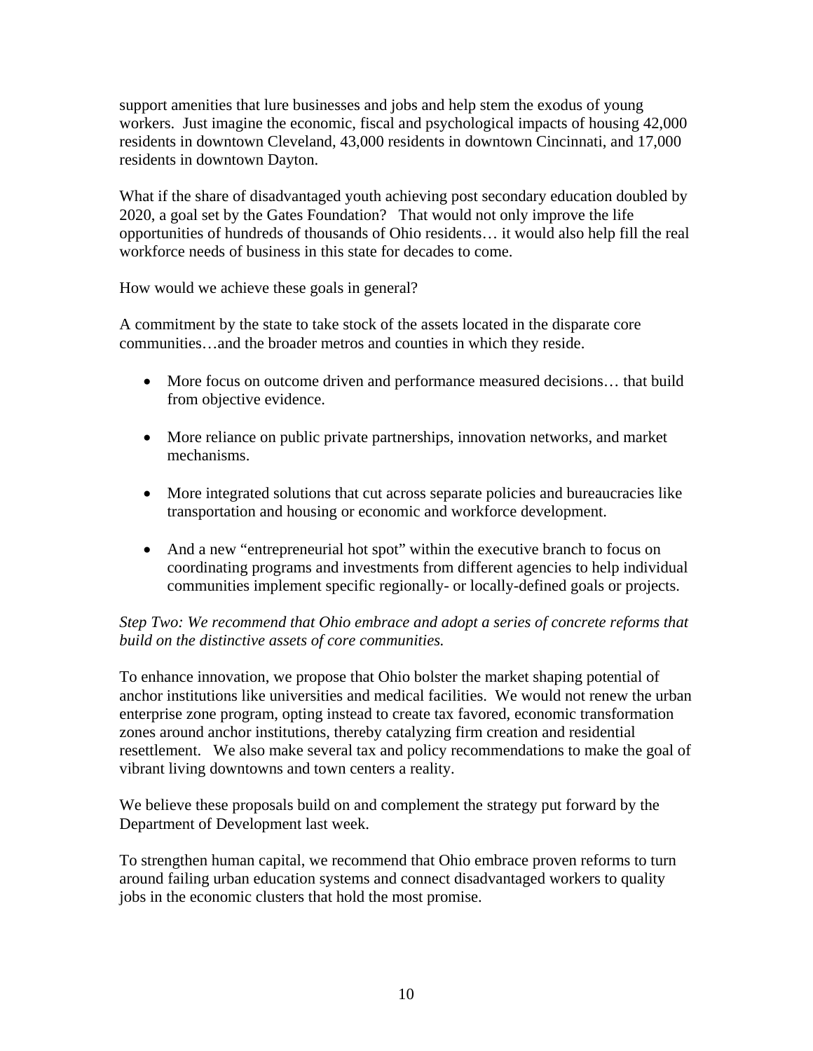support amenities that lure businesses and jobs and help stem the exodus of young workers. Just imagine the economic, fiscal and psychological impacts of housing 42,000 residents in downtown Cleveland, 43,000 residents in downtown Cincinnati, and 17,000 residents in downtown Dayton.

What if the share of disadvantaged youth achieving post secondary education doubled by 2020, a goal set by the Gates Foundation? That would not only improve the life opportunities of hundreds of thousands of Ohio residents… it would also help fill the real workforce needs of business in this state for decades to come.

How would we achieve these goals in general?

A commitment by the state to take stock of the assets located in the disparate core communities…and the broader metros and counties in which they reside.

- More focus on outcome driven and performance measured decisions… that build from objective evidence.
- More reliance on public private partnerships, innovation networks, and market mechanisms.
- More integrated solutions that cut across separate policies and bureaucracies like transportation and housing or economic and workforce development.
- And a new "entrepreneurial hot spot" within the executive branch to focus on coordinating programs and investments from different agencies to help individual communities implement specific regionally- or locally-defined goals or projects.

*Step Two: We recommend that Ohio embrace and adopt a series of concrete reforms that build on the distinctive assets of core communities.*

To enhance innovation, we propose that Ohio bolster the market shaping potential of anchor institutions like universities and medical facilities. We would not renew the urban enterprise zone program, opting instead to create tax favored, economic transformation zones around anchor institutions, thereby catalyzing firm creation and residential resettlement. We also make several tax and policy recommendations to make the goal of vibrant living downtowns and town centers a reality.

We believe these proposals build on and complement the strategy put forward by the Department of Development last week.

To strengthen human capital, we recommend that Ohio embrace proven reforms to turn around failing urban education systems and connect disadvantaged workers to quality jobs in the economic clusters that hold the most promise.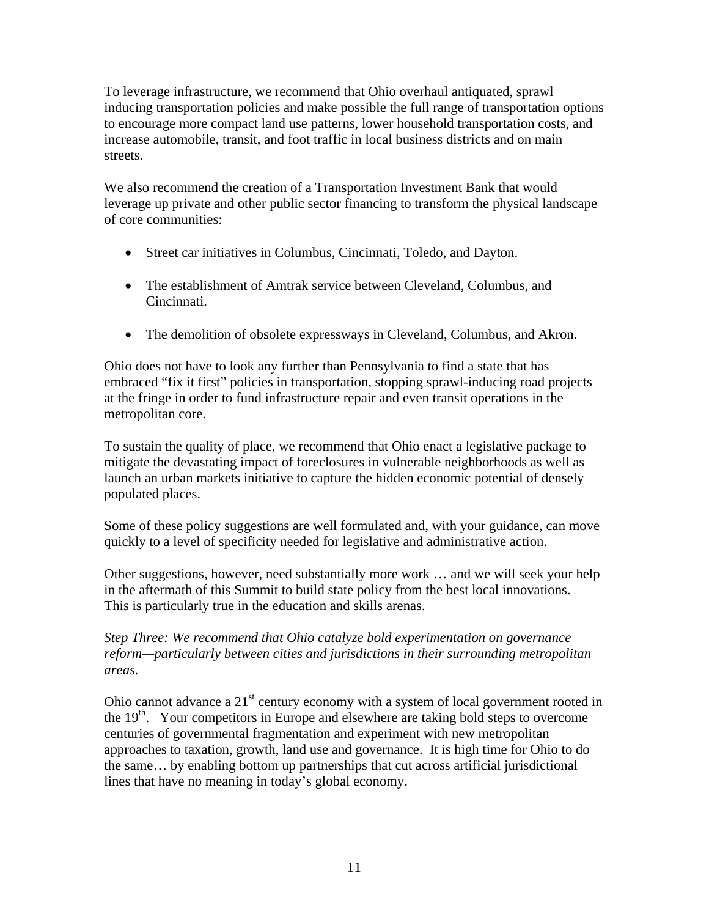To leverage infrastructure, we recommend that Ohio overhaul antiquated, sprawl inducing transportation policies and make possible the full range of transportation options to encourage more compact land use patterns, lower household transportation costs, and increase automobile, transit, and foot traffic in local business districts and on main streets.

We also recommend the creation of a Transportation Investment Bank that would leverage up private and other public sector financing to transform the physical landscape of core communities:

- Street car initiatives in Columbus, Cincinnati, Toledo, and Dayton.
- The establishment of Amtrak service between Cleveland, Columbus, and Cincinnati.
- The demolition of obsolete expressways in Cleveland, Columbus, and Akron.

Ohio does not have to look any further than Pennsylvania to find a state that has embraced "fix it first" policies in transportation, stopping sprawl-inducing road projects at the fringe in order to fund infrastructure repair and even transit operations in the metropolitan core.

To sustain the quality of place, we recommend that Ohio enact a legislative package to mitigate the devastating impact of foreclosures in vulnerable neighborhoods as well as launch an urban markets initiative to capture the hidden economic potential of densely populated places.

Some of these policy suggestions are well formulated and, with your guidance, can move quickly to a level of specificity needed for legislative and administrative action.

Other suggestions, however, need substantially more work … and we will seek your help in the aftermath of this Summit to build state policy from the best local innovations. This is particularly true in the education and skills arenas.

*Step Three: We recommend that Ohio catalyze bold experimentation on governance reform—particularly between cities and jurisdictions in their surrounding metropolitan areas.*

Ohio cannot advance a 21st century economy with a system of local government rooted in the 19th. Your competitors in Europe and elsewhere are taking bold steps to overcome centuries of governmental fragmentation and experiment with new metropolitan approaches to taxation, growth, land use and governance. It is high time for Ohio to do the same… by enabling bottom up partnerships that cut across artificial jurisdictional lines that have no meaning in today's global economy.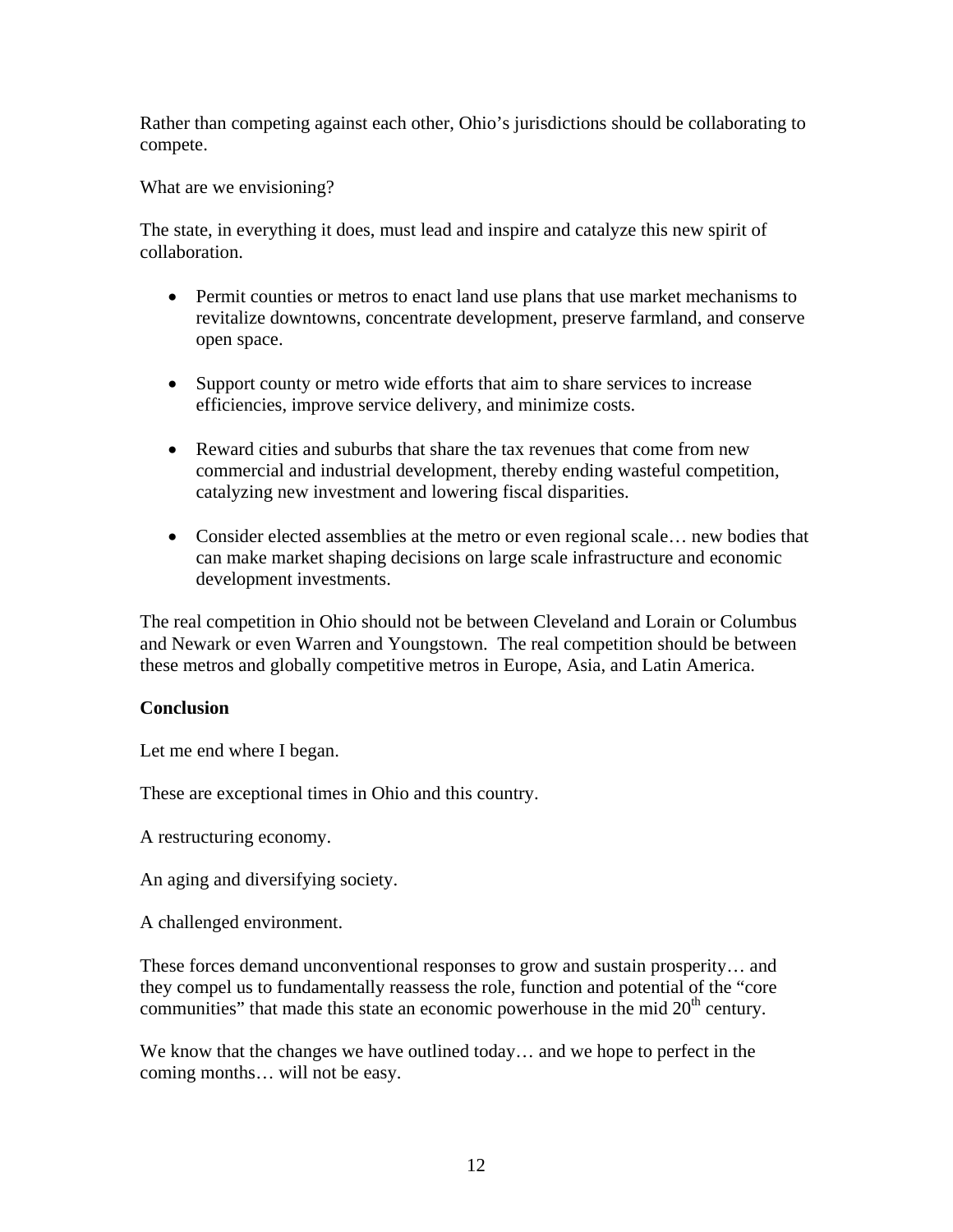Rather than competing against each other, Ohio's jurisdictions should be collaborating to compete.

What are we envisioning?

The state, in everything it does, must lead and inspire and catalyze this new spirit of collaboration.

- Permit counties or metros to enact land use plans that use market mechanisms to revitalize downtowns, concentrate development, preserve farmland, and conserve open space.
- Support county or metro wide efforts that aim to share services to increase efficiencies, improve service delivery, and minimize costs.
- Reward cities and suburbs that share the tax revenues that come from new commercial and industrial development, thereby ending wasteful competition, catalyzing new investment and lowering fiscal disparities.
- Consider elected assemblies at the metro or even regional scale… new bodies that can make market shaping decisions on large scale infrastructure and economic development investments.

The real competition in Ohio should not be between Cleveland and Lorain or Columbus and Newark or even Warren and Youngstown. The real competition should be between these metros and globally competitive metros in Europe, Asia, and Latin America.

**Conclusion**

Let me end where I began.

These are exceptional times in Ohio and this country.

A restructuring economy.

An aging and diversifying society.

A challenged environment.

These forces demand unconventional responses to grow and sustain prosperity… and they compel us to fundamentally reassess the role, function and potential of the "core communities" that made this state an economic powerhouse in the mid 20th century.

We know that the changes we have outlined today… and we hope to perfect in the coming months… will not be easy.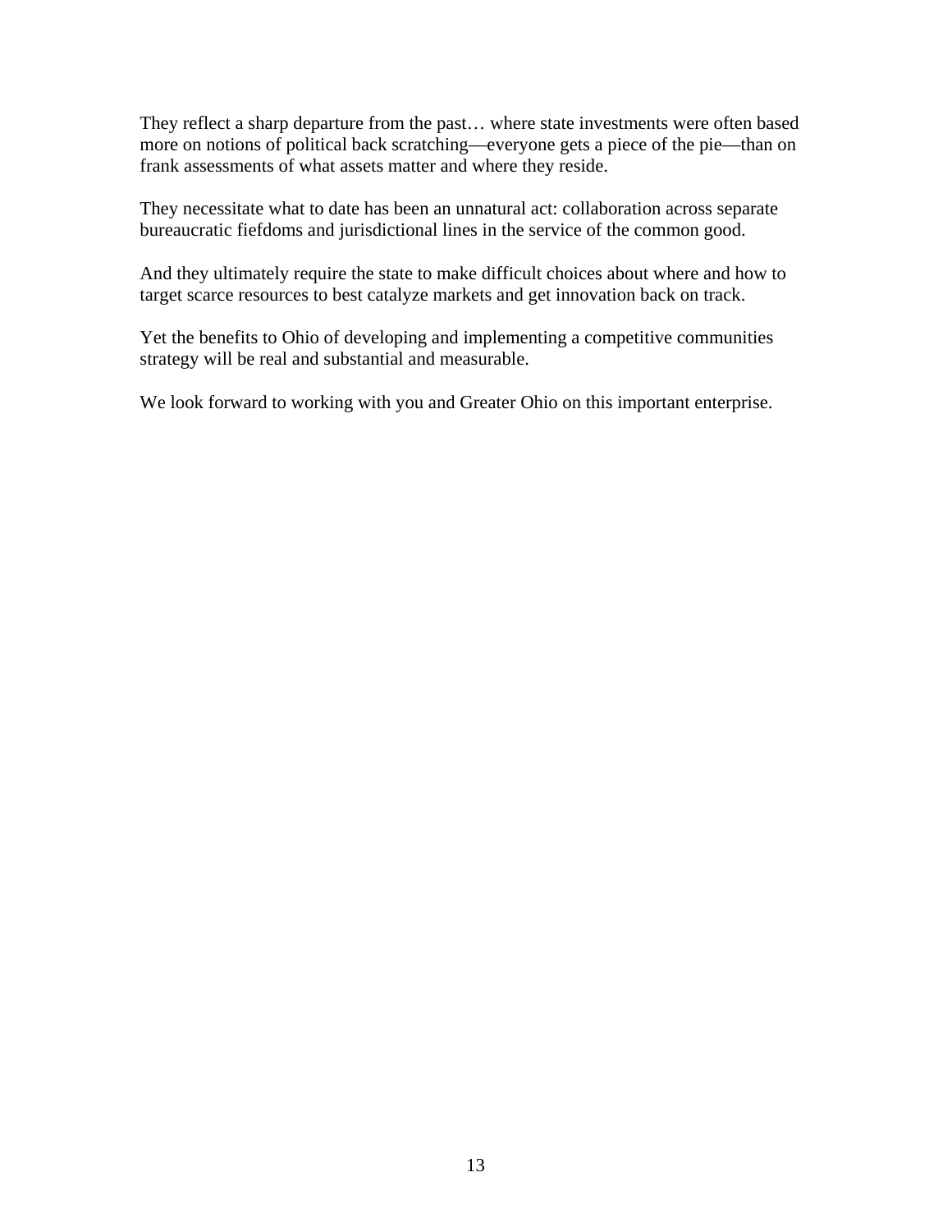They reflect a sharp departure from the past… where state investments were often based more on notions of political back scratching—everyone gets a piece of the pie—than on frank assessments of what assets matter and where they reside.

They necessitate what to date has been an unnatural act: collaboration across separate bureaucratic fiefdoms and jurisdictional lines in the service of the common good.

And they ultimately require the state to make difficult choices about where and how to target scarce resources to best catalyze markets and get innovation back on track.

Yet the benefits to Ohio of developing and implementing a competitive communities strategy will be real and substantial and measurable.

We look forward to working with you and Greater Ohio on this important enterprise.